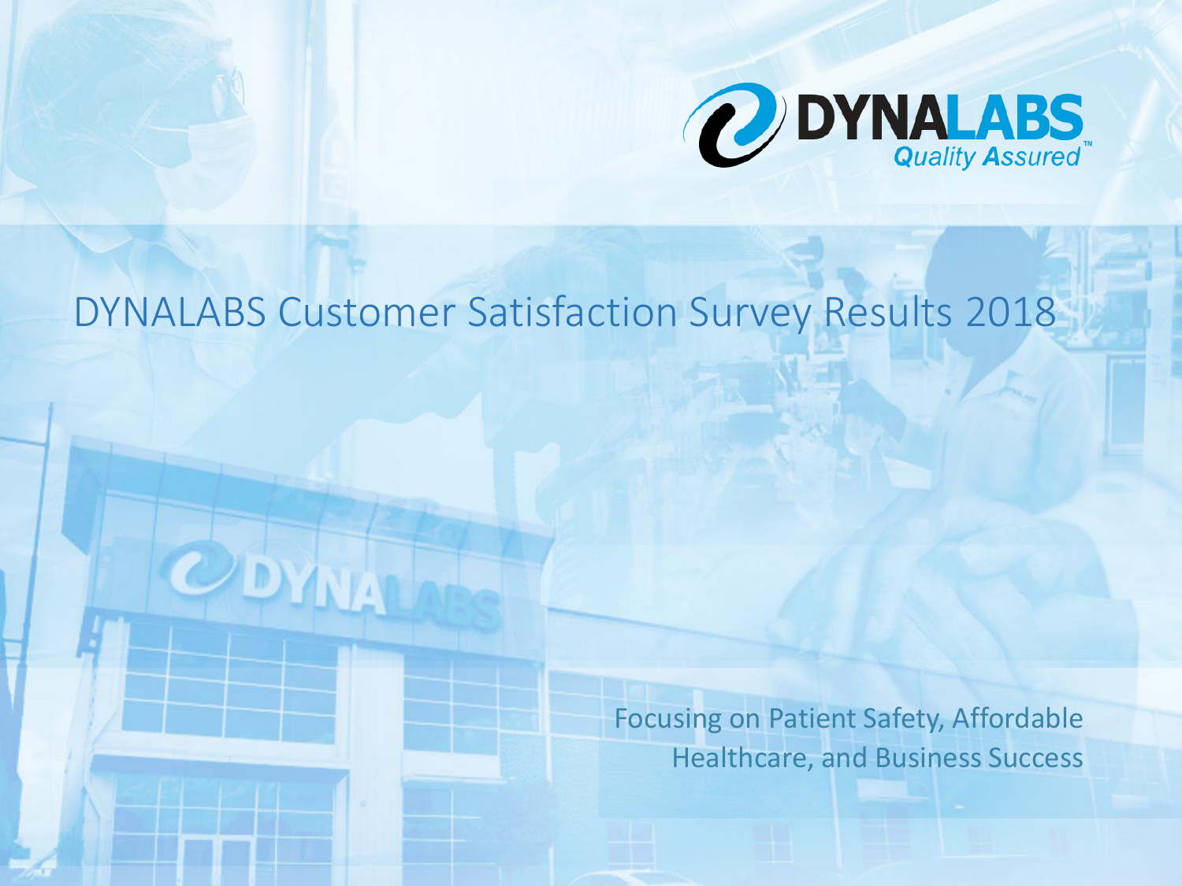# DYNALABS Customer Satisfaction Survey Results 2018

Focusing on Patient Safety, Affordable Healthcare, and Business Success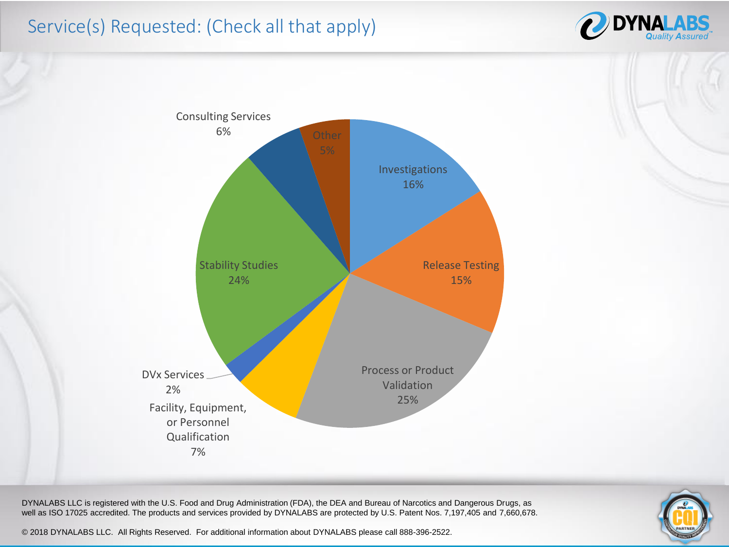# Service(s) Requested: (Check all that apply)

| Service | Percentage |
| --- | --- |
| Investigations | 16% |
| Release Testing | 15% |
| Process or Product Validation | 25% |
| Facility, Equipment, or Personnel Qualification | 7% |
| DVx Services | 2% |
| Stability Studies | 24% |
| Consulting Services | 6% |
| Other | 5% |

DYNALABS LLC is registered with the U.S. Food and Drug Administration (FDA), the DEA and Bureau of Narcotics and Dangerous Drugs, as well as ISO 17025 accredited. The products and services provided by DYNALABS are protected by U.S. Patent Nos. 7,197,405 and 7,660,678.

© 2018 DYNALABS LLC. All Rights Reserved. For additional information about DYNALABS please call 888-396-2522.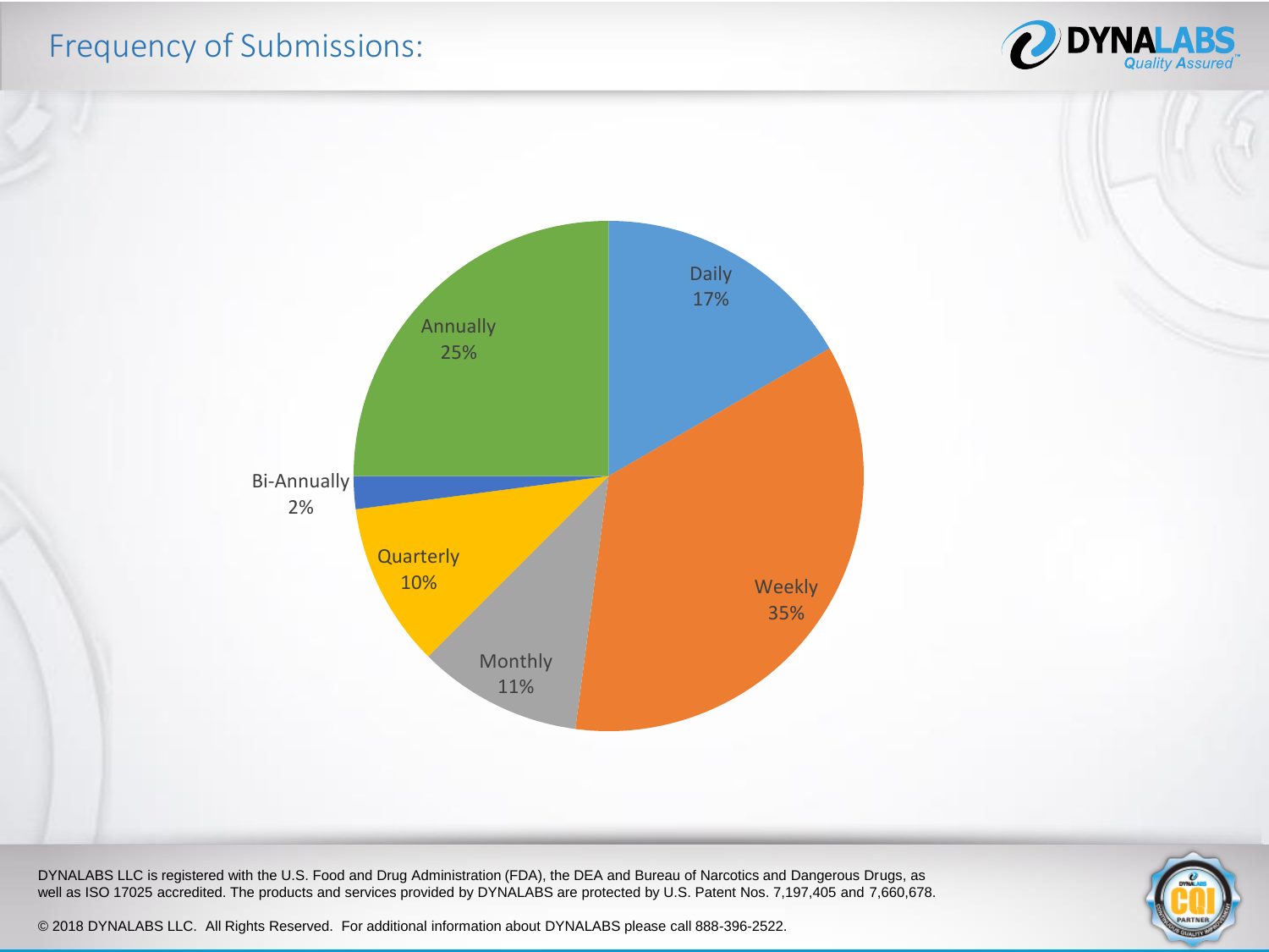# Frequency of Submissions:

| Frequency | Percentage |
|---|---|
| Daily | 17% |
| Weekly | 35% |
| Monthly | 11% |
| Quarterly | 10% |
| Bi-Annually | 2% |
| Annually | 25% |

DYNALABS LLC is registered with the U.S. Food and Drug Administration (FDA), the DEA and Bureau of Narcotics and Dangerous Drugs, as well as ISO 17025 accredited. The products and services provided by DYNALABS are protected by U.S. Patent Nos. 7,197,405 and 7,660,678.

© 2018 DYNALABS LLC. All Rights Reserved. For additional information about DYNALABS please call 888-396-2522.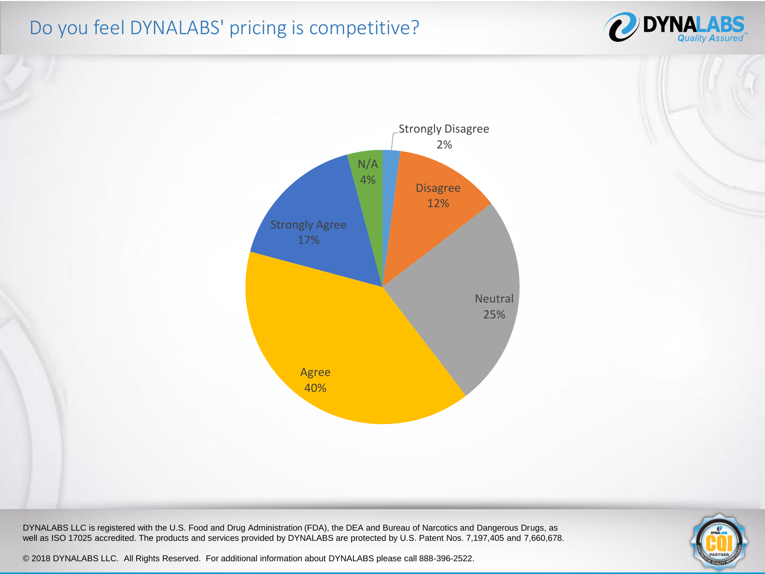# Do you feel DYNALABS' pricing is competitive?

| Response | Percentage |
| --- | --- |
| Strongly Disagree | 2% |
| Disagree | 12% |
| Neutral | 25% |
| Agree | 40% |
| Strongly Agree | 17% |
| N/A | 4% |

DYNALABS LLC is registered with the U.S. Food and Drug Administration (FDA), the DEA and Bureau of Narcotics and Dangerous Drugs, as well as ISO 17025 accredited. The products and services provided by DYNALABS are protected by U.S. Patent Nos. 7,197,405 and 7,660,678.

© 2018 DYNALABS LLC. All Rights Reserved. For additional information about DYNALABS please call 888-396-2522.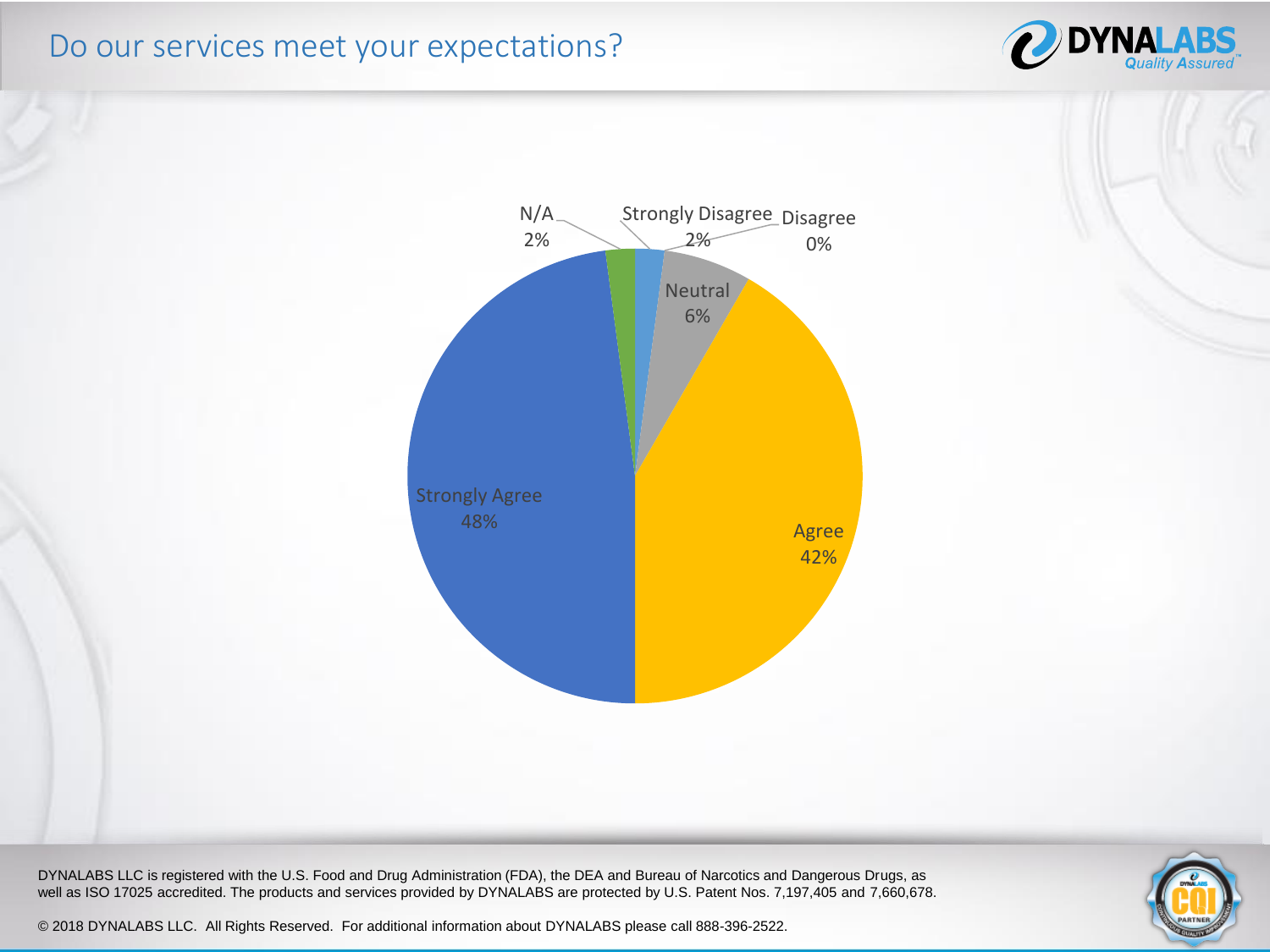# Do our services meet your expectations?

| Response | Percentage |
| --- | --- |
| Strongly Agree | 48% |
| Agree | 42% |
| Neutral | 6% |
| Disagree | 0% |
| Strongly Disagree | 2% |
| N/A | 2% |

DYNALABS LLC is registered with the U.S. Food and Drug Administration (FDA), the DEA and Bureau of Narcotics and Dangerous Drugs, as well as ISO 17025 accredited. The products and services provided by DYNALABS are protected by U.S. Patent Nos. 7,197,405 and 7,660,678.

© 2018 DYNALABS LLC. All Rights Reserved. For additional information about DYNALABS please call 888-396-2522.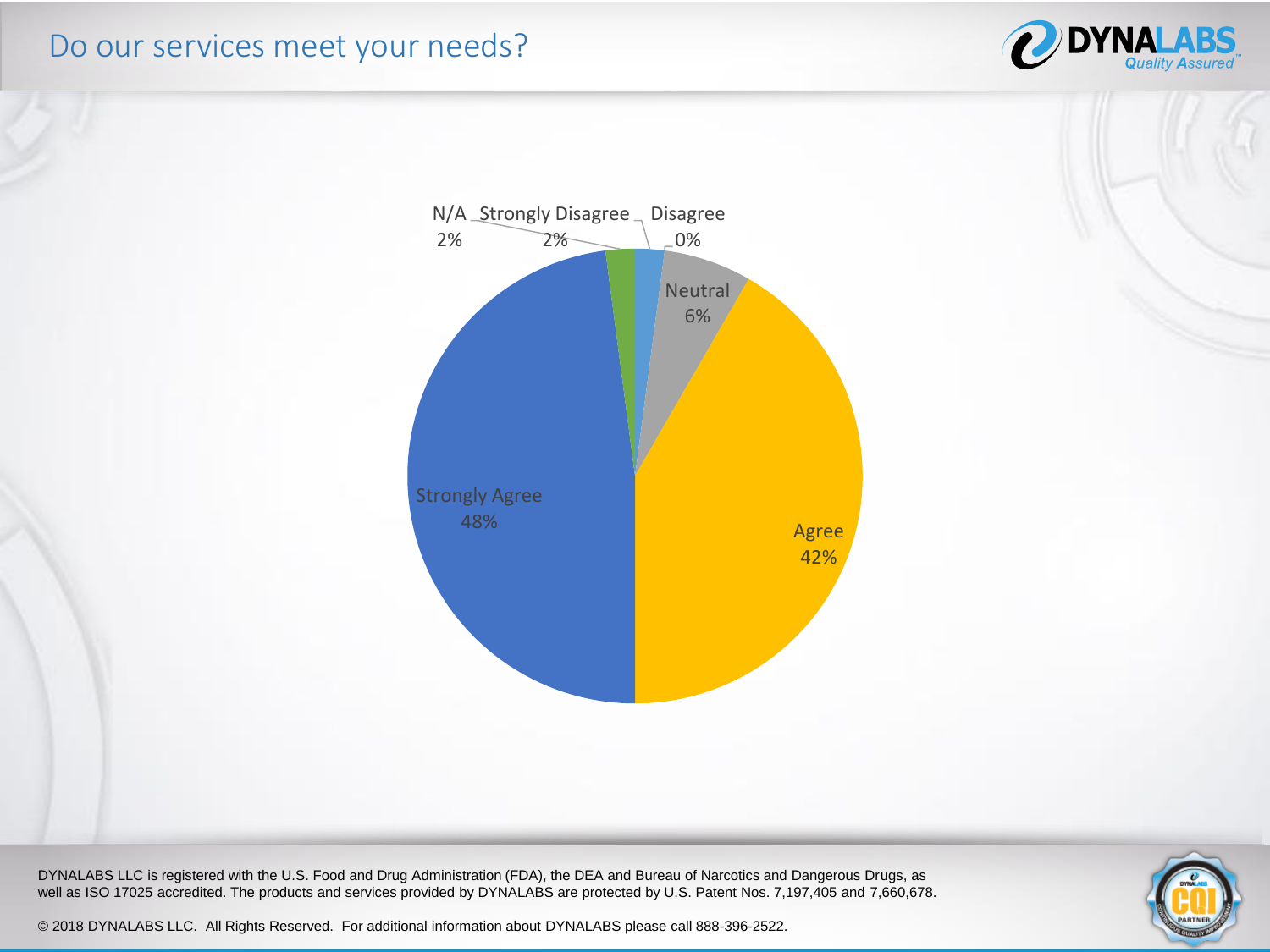# Do our services meet your needs?

| Response | Percentage |
| --- | --- |
| N/A | 2% |
| Strongly Disagree | 2% |
| Disagree | 0% |
| Neutral | 6% |
| Agree | 42% |
| Strongly Agree | 48% |

DYNALABS LLC is registered with the U.S. Food and Drug Administration (FDA), the DEA and Bureau of Narcotics and Dangerous Drugs, as well as ISO 17025 accredited. The products and services provided by DYNALABS are protected by U.S. Patent Nos. 7,197,405 and 7,660,678.

© 2018 DYNALABS LLC. All Rights Reserved. For additional information about DYNALABS please call 888-396-2522.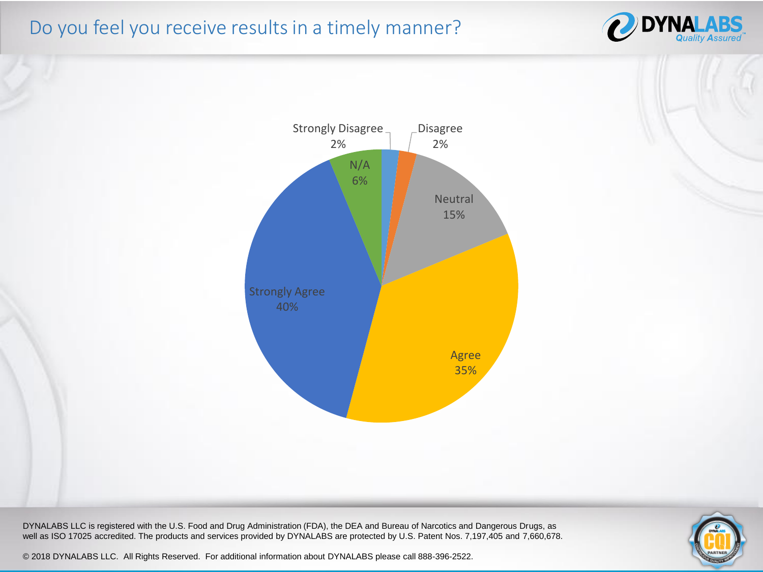# Do you feel you receive results in a timely manner?

| Response | Percentage |
|---|---|
| Strongly Disagree | 2% |
| Disagree | 2% |
| Neutral | 15% |
| Agree | 35% |
| Strongly Agree | 40% |
| N/A | 6% |

DYNALABS LLC is registered with the U.S. Food and Drug Administration (FDA), the DEA and Bureau of Narcotics and Dangerous Drugs, as well as ISO 17025 accredited. The products and services provided by DYNALABS are protected by U.S. Patent Nos. 7,197,405 and 7,660,678.

© 2018 DYNALABS LLC. All Rights Reserved. For additional information about DYNALABS please call 888-396-2522.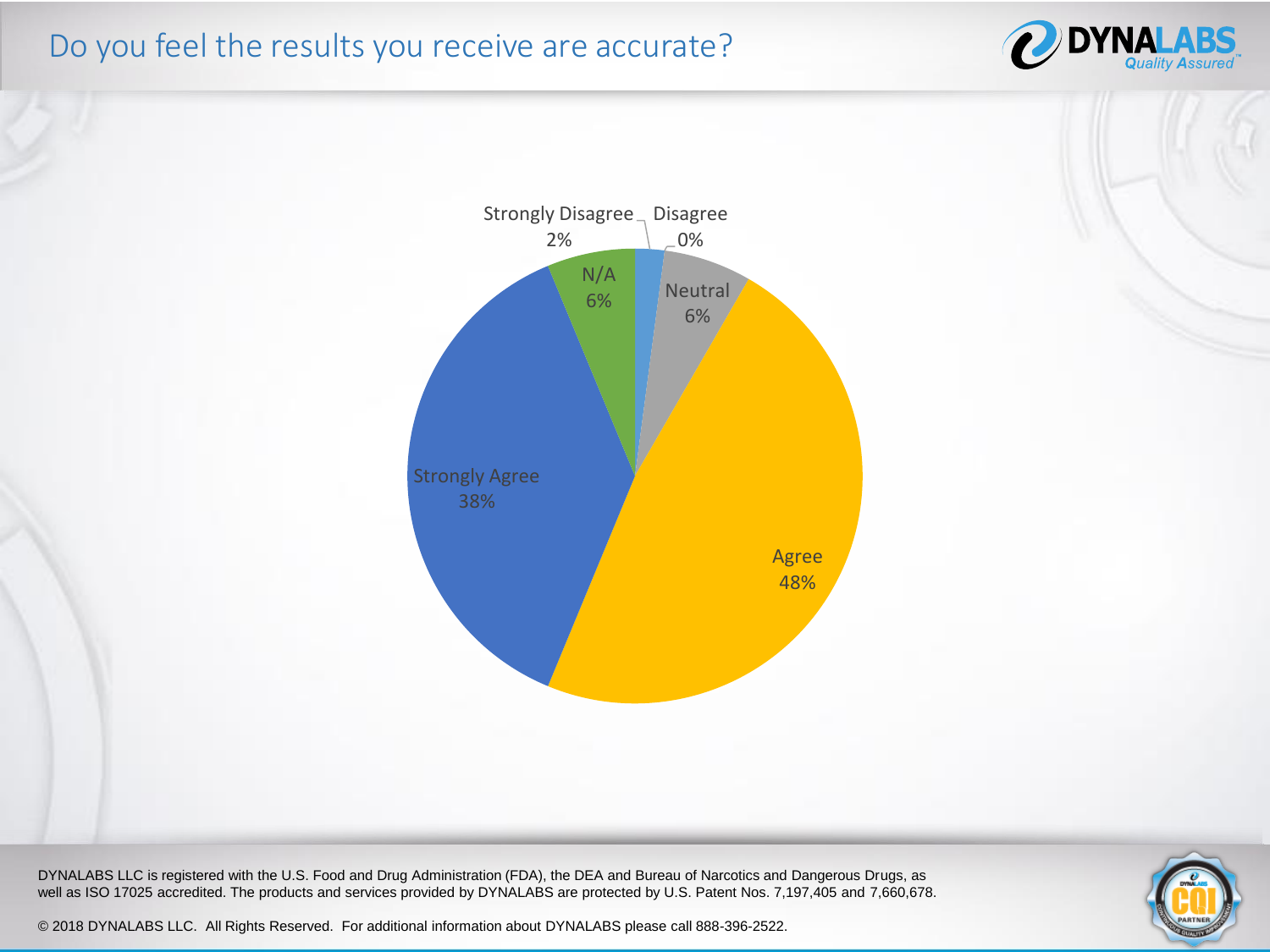# Do you feel the results you receive are accurate?

| Response | Percentage |
| --- | --- |
| Strongly Disagree | 2% |
| Disagree | 0% |
| Neutral | 6% |
| Agree | 48% |
| Strongly Agree | 38% |
| N/A | 6% |

DYNALABS LLC is registered with the U.S. Food and Drug Administration (FDA), the DEA and Bureau of Narcotics and Dangerous Drugs, as well as ISO 17025 accredited. The products and services provided by DYNALABS are protected by U.S. Patent Nos. 7,197,405 and 7,660,678.

© 2018 DYNALABS LLC. All Rights Reserved. For additional information about DYNALABS please call 888-396-2522.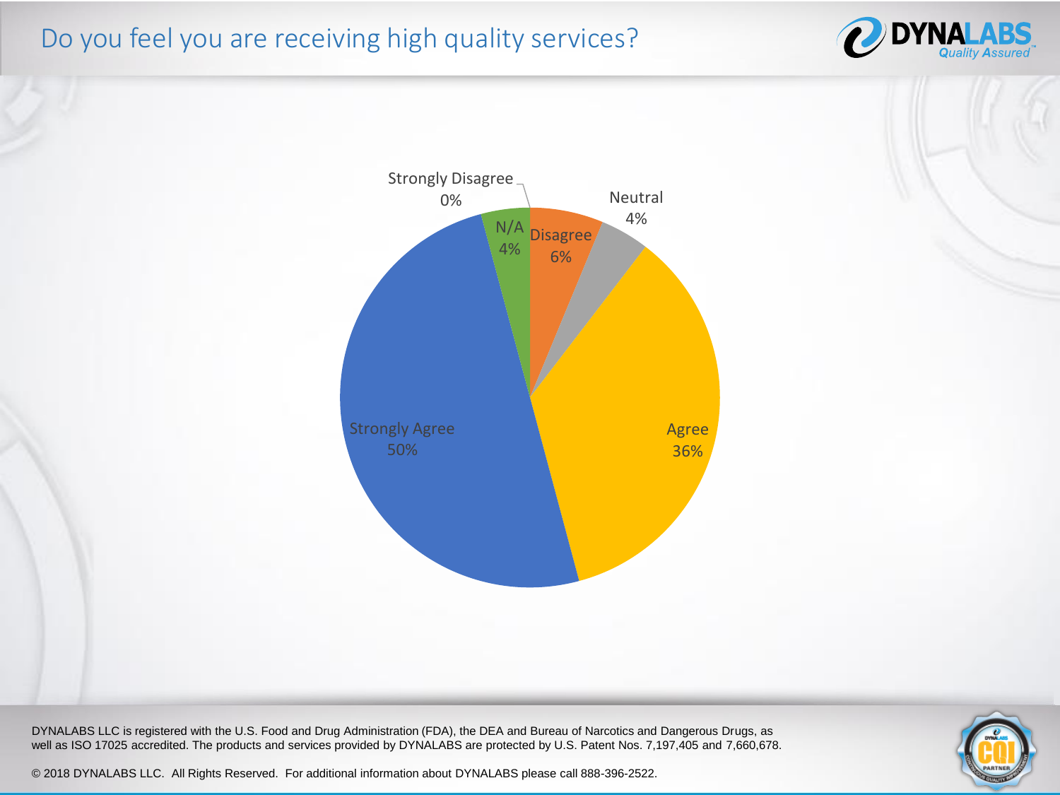# Do you feel you are receiving high quality services?

| Response | Percentage |
|---|---|
| Strongly Disagree | 0% |
| Disagree | 6% |
| Neutral | 4% |
| Agree | 36% |
| Strongly Agree | 50% |
| N/A | 4% |

DYNALABS LLC is registered with the U.S. Food and Drug Administration (FDA), the DEA and Bureau of Narcotics and Dangerous Drugs, as well as ISO 17025 accredited. The products and services provided by DYNALABS are protected by U.S. Patent Nos. 7,197,405 and 7,660,678.

© 2018 DYNALABS LLC. All Rights Reserved. For additional information about DYNALABS please call 888-396-2522.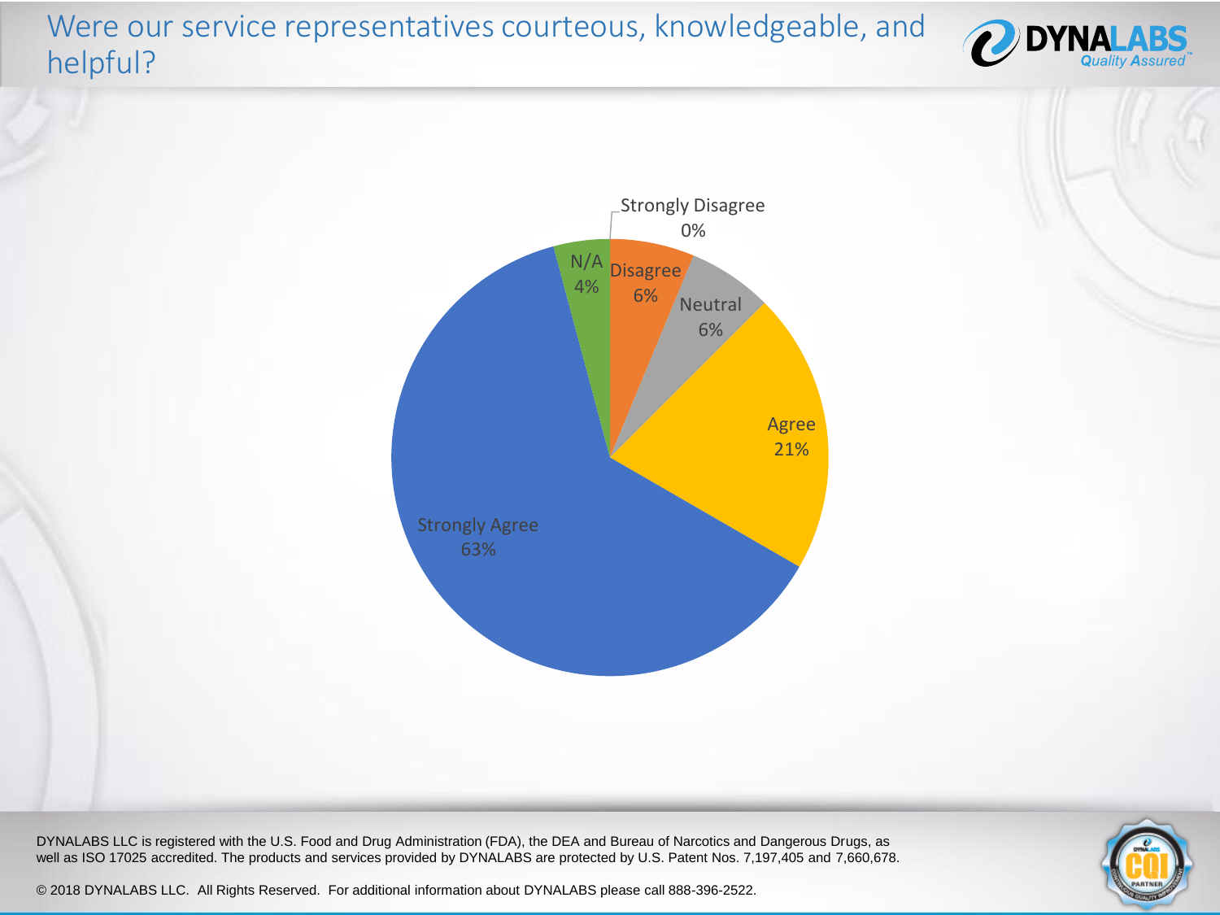# Were our service representatives courteous, knowledgeable, and helpful?

| Response | Percentage |
|---|---|
| Strongly Disagree | 0% |
| Disagree | 6% |
| Neutral | 6% |
| Agree | 21% |
| Strongly Agree | 63% |
| N/A | 4% |

DYNALABS LLC is registered with the U.S. Food and Drug Administration (FDA), the DEA and Bureau of Narcotics and Dangerous Drugs, as well as ISO 17025 accredited. The products and services provided by DYNALABS are protected by U.S. Patent Nos. 7,197,405 and 7,660,678.

© 2018 DYNALABS LLC. All Rights Reserved. For additional information about DYNALABS please call 888-396-2522.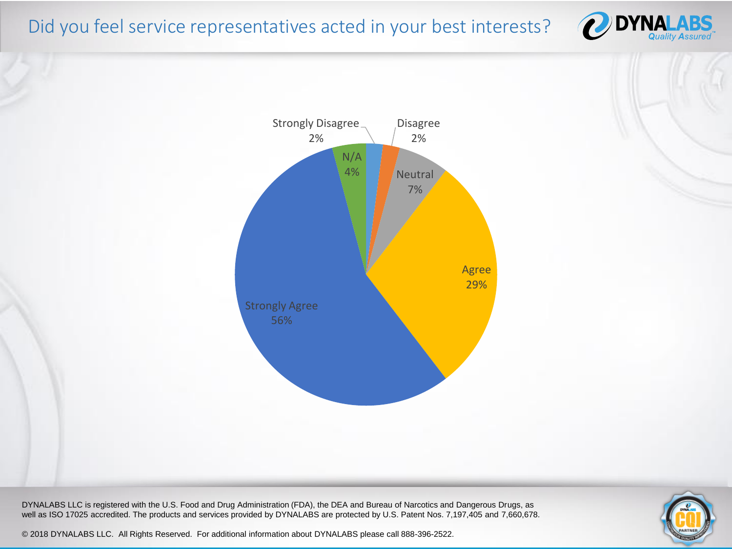# Did you feel service representatives acted in your best interests?

| Response | Percentage |
|---|---|
| Strongly Disagree | 2% |
| Disagree | 2% |
| Neutral | 7% |
| Agree | 29% |
| Strongly Agree | 56% |
| N/A | 4% |

DYNALABS LLC is registered with the U.S. Food and Drug Administration (FDA), the DEA and Bureau of Narcotics and Dangerous Drugs, as well as ISO 17025 accredited. The products and services provided by DYNALABS are protected by U.S. Patent Nos. 7,197,405 and 7,660,678.

© 2018 DYNALABS LLC. All Rights Reserved. For additional information about DYNALABS please call 888-396-2522.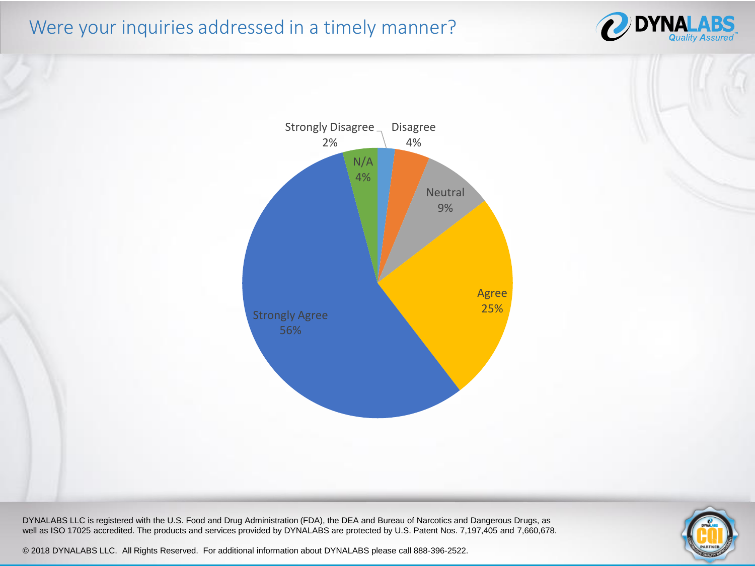# Were your inquiries addressed in a timely manner?

| Response | Percentage |
|---|---|
| Strongly Disagree | 2% |
| Disagree | 4% |
| Neutral | 9% |
| Agree | 25% |
| Strongly Agree | 56% |
| N/A | 4% |

DYNALABS LLC is registered with the U.S. Food and Drug Administration (FDA), the DEA and Bureau of Narcotics and Dangerous Drugs, as well as ISO 17025 accredited. The products and services provided by DYNALABS are protected by U.S. Patent Nos. 7,197,405 and 7,660,678.

© 2018 DYNALABS LLC. All Rights Reserved. For additional information about DYNALABS please call 888-396-2522.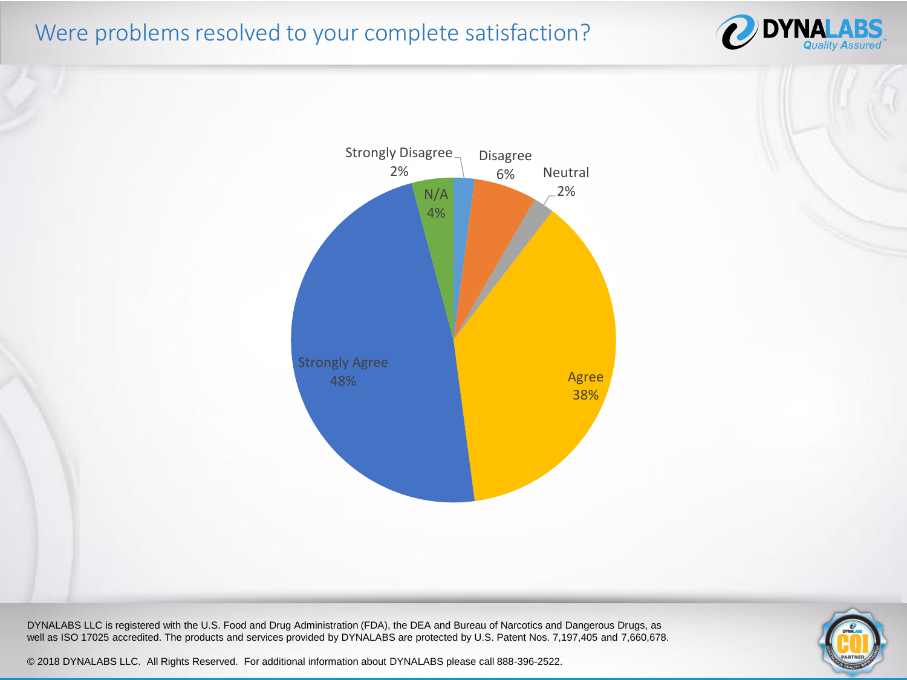# Were problems resolved to your complete satisfaction?

| Response | Percentage |
|---|---|
| Strongly Disagree | 2% |
| Disagree | 6% |
| Neutral | 2% |
| Agree | 38% |
| Strongly Agree | 48% |
| N/A | 4% |

DYNALABS LLC is registered with the U.S. Food and Drug Administration (FDA), the DEA and Bureau of Narcotics and Dangerous Drugs, as well as ISO 17025 accredited. The products and services provided by DYNALABS are protected by U.S. Patent Nos. 7,197,405 and 7,660,678.

© 2018 DYNALABS LLC. All Rights Reserved. For additional information about DYNALABS please call 888-396-2522.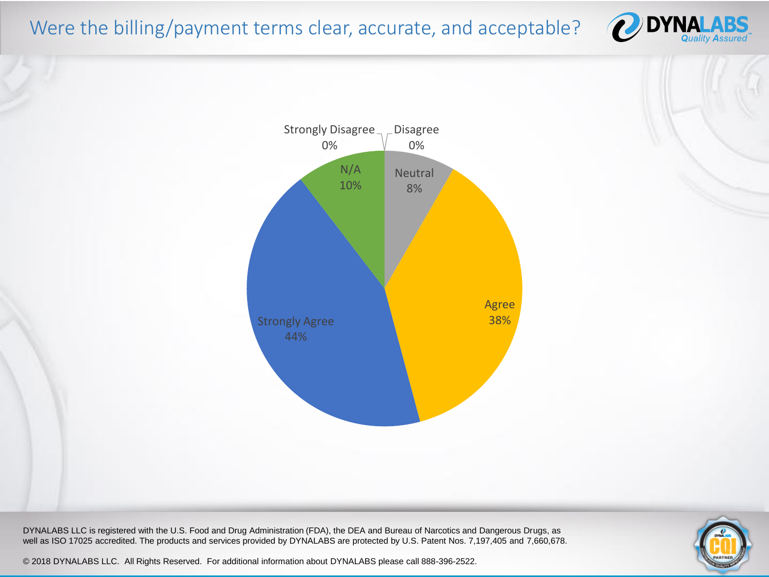# Were the billing/payment terms clear, accurate, and acceptable?

Strongly Disagree 0%

Disagree 0%

Neutral 8%

Agree 38%

Strongly Agree 44%

N/A 10%

DYNALABS LLC is registered with the U.S. Food and Drug Administration (FDA), the DEA and Bureau of Narcotics and Dangerous Drugs, as well as ISO 17025 accredited. The products and services provided by DYNALABS are protected by U.S. Patent Nos. 7,197,405 and 7,660,678.

© 2018 DYNALABS LLC. All Rights Reserved. For additional information about DYNALABS please call 888-396-2522.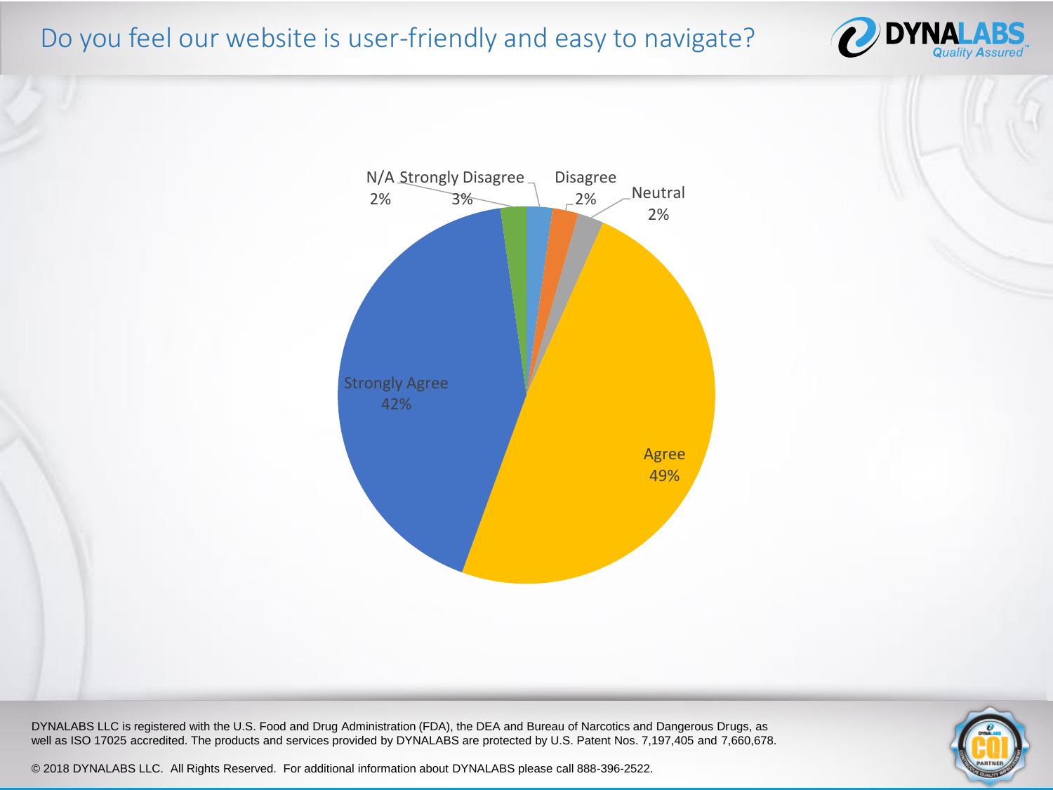# Do you feel our website is user-friendly and easy to navigate?

| Response | Percentage |
|---|---|
| Strongly Agree | 42% |
| Agree | 49% |
| Neutral | 2% |
| Disagree | 2% |
| Strongly Disagree | 3% |
| N/A | 2% |

DYNALABS LLC is registered with the U.S. Food and Drug Administration (FDA), the DEA and Bureau of Narcotics and Dangerous Drugs, as well as ISO 17025 accredited. The products and services provided by DYNALABS are protected by U.S. Patent Nos. 7,197,405 and 7,660,678.

© 2018 DYNALABS LLC. All Rights Reserved. For additional information about DYNALABS please call 888-396-2522.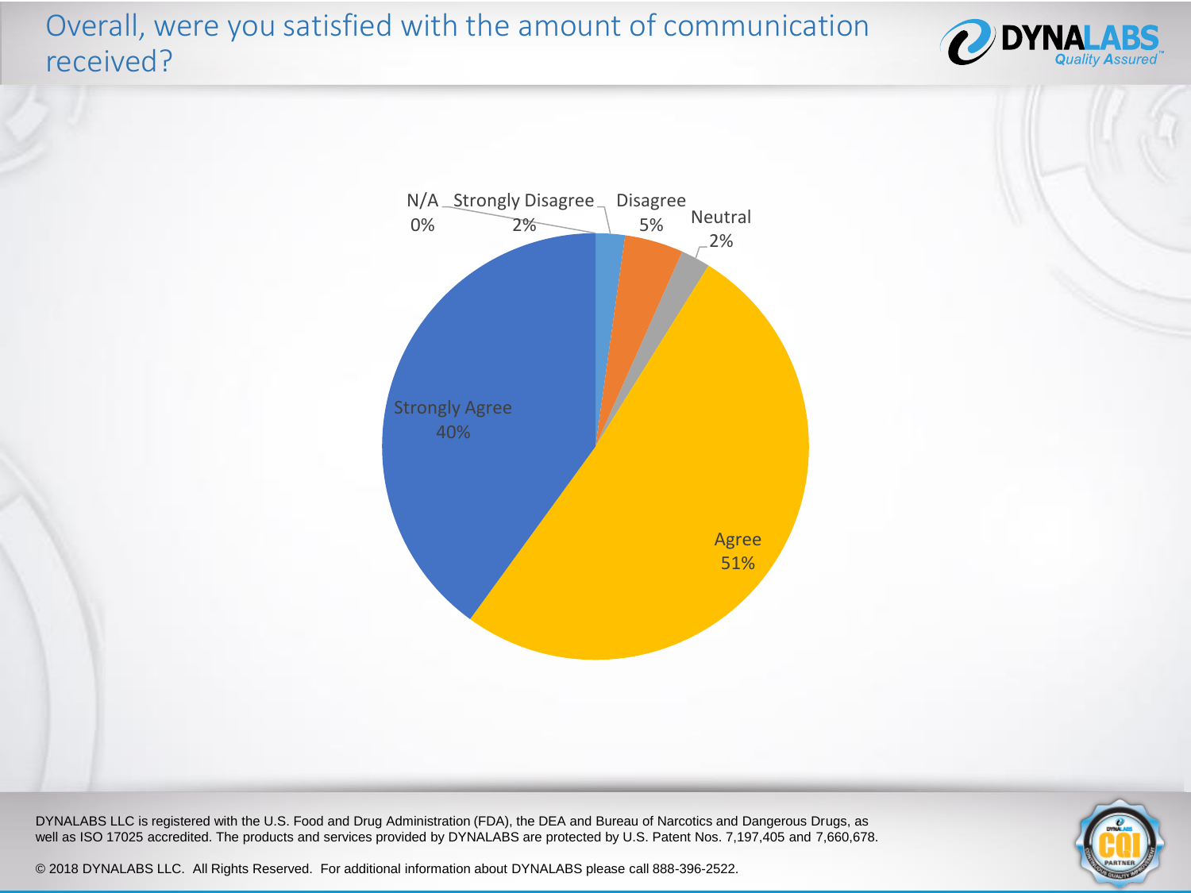# Overall, were you satisfied with the amount of communication received?

| Response | Percentage |
|---|---|
| N/A | 0% |
| Strongly Disagree | 2% |
| Disagree | 5% |
| Neutral | 2% |
| Agree | 51% |
| Strongly Agree | 40% |

DYNALABS LLC is registered with the U.S. Food and Drug Administration (FDA), the DEA and Bureau of Narcotics and Dangerous Drugs, as well as ISO 17025 accredited. The products and services provided by DYNALABS are protected by U.S. Patent Nos. 7,197,405 and 7,660,678.

© 2018 DYNALABS LLC. All Rights Reserved. For additional information about DYNALABS please call 888-396-2522.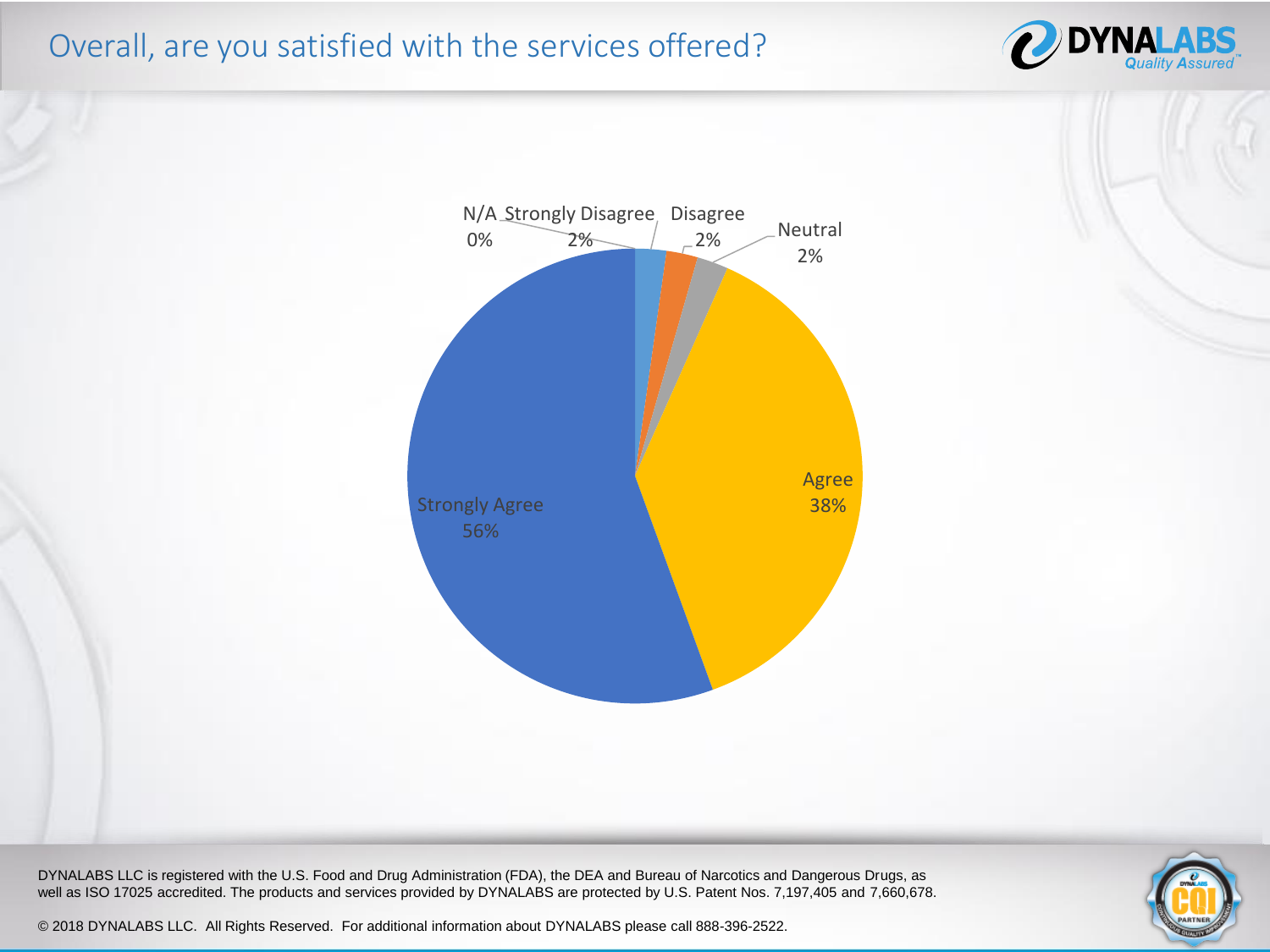# Overall, are you satisfied with the services offered?

| Response | Percentage |
|---|---|
| N/A | 0% |
| Strongly Disagree | 2% |
| Disagree | 2% |
| Neutral | 2% |
| Agree | 38% |
| Strongly Agree | 56% |

DYNALABS LLC is registered with the U.S. Food and Drug Administration (FDA), the DEA and Bureau of Narcotics and Dangerous Drugs, as well as ISO 17025 accredited. The products and services provided by DYNALABS are protected by U.S. Patent Nos. 7,197,405 and 7,660,678.

© 2018 DYNALABS LLC. All Rights Reserved. For additional information about DYNALABS please call 888-396-2522.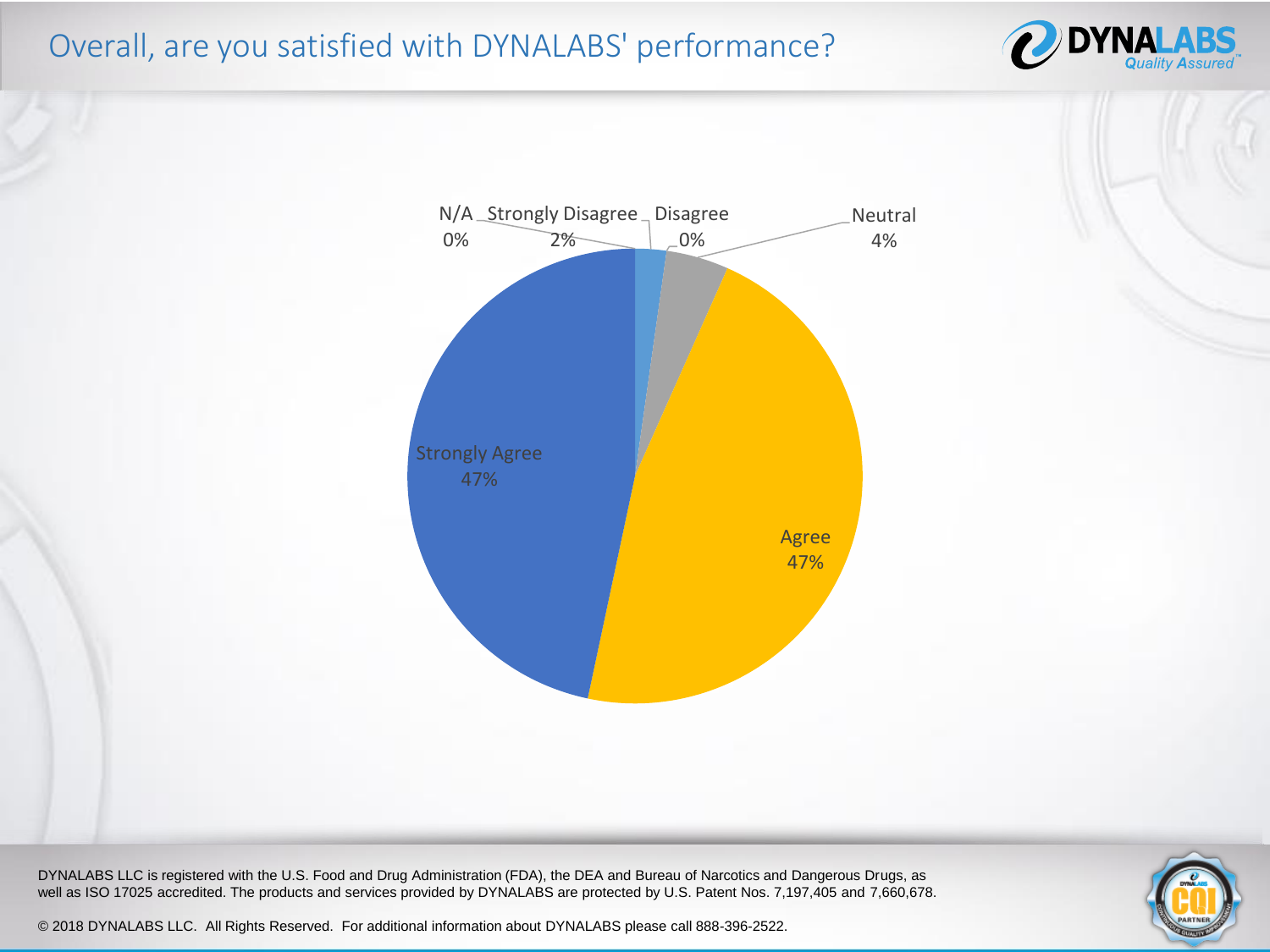# Overall, are you satisfied with DYNALABS' performance?

| Response | Percentage |
|---|---|
| N/A | 0% |
| Strongly Disagree | 2% |
| Disagree | 0% |
| Neutral | 4% |
| Agree | 47% |
| Strongly Agree | 47% |

DYNALABS LLC is registered with the U.S. Food and Drug Administration (FDA), the DEA and Bureau of Narcotics and Dangerous Drugs, as well as ISO 17025 accredited. The products and services provided by DYNALABS are protected by U.S. Patent Nos. 7,197,405 and 7,660,678.

© 2018 DYNALABS LLC. All Rights Reserved. For additional information about DYNALABS please call 888-396-2522.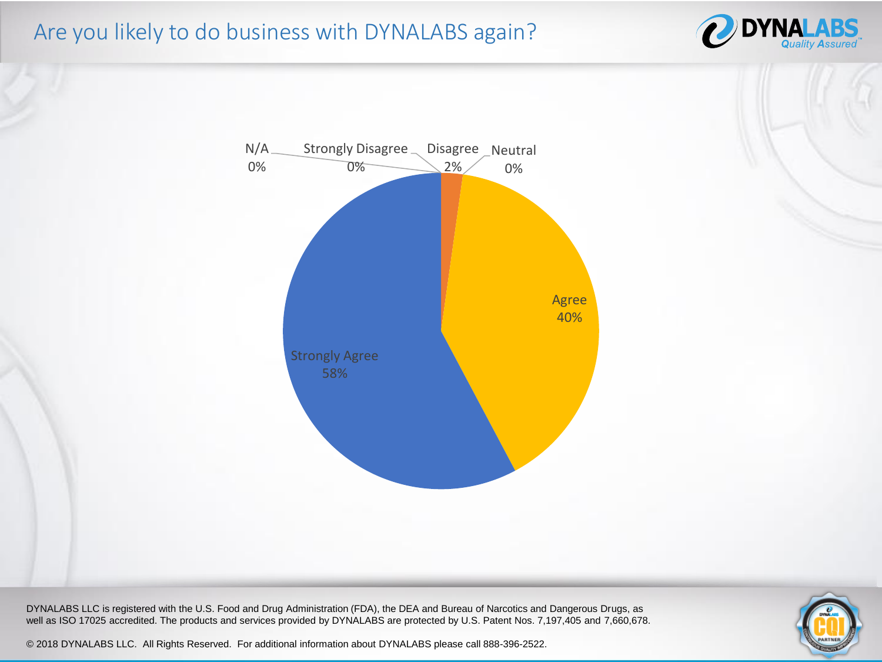# Are you likely to do business with DYNALABS again?

| Response | Percentage |
|---|---|
| N/A | 0% |
| Strongly Disagree | 0% |
| Disagree | 2% |
| Neutral | 0% |
| Agree | 40% |
| Strongly Agree | 58% |

DYNALABS LLC is registered with the U.S. Food and Drug Administration (FDA), the DEA and Bureau of Narcotics and Dangerous Drugs, as well as ISO 17025 accredited. The products and services provided by DYNALABS are protected by U.S. Patent Nos. 7,197,405 and 7,660,678.

© 2018 DYNALABS LLC. All Rights Reserved. For additional information about DYNALABS please call 888-396-2522.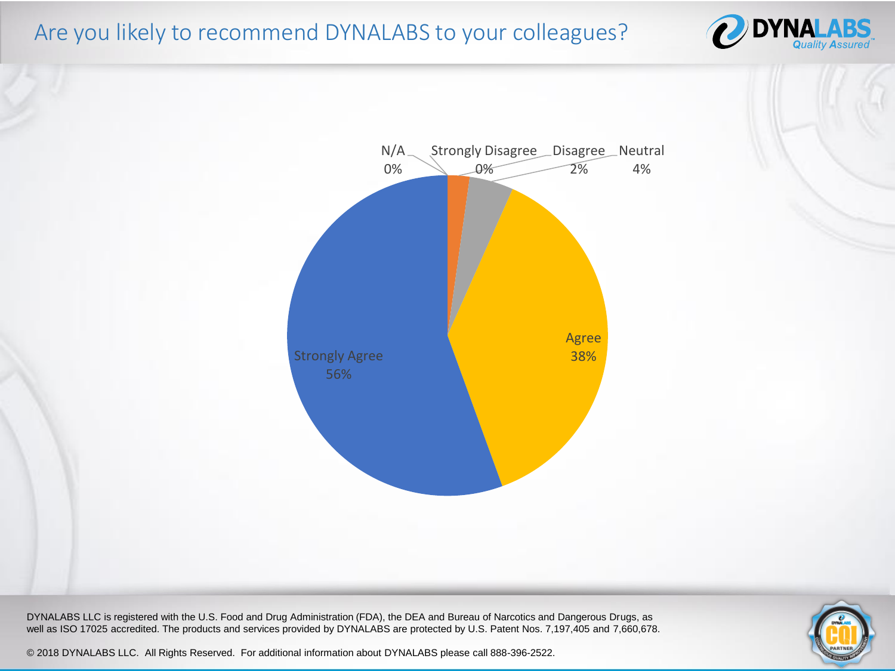# Are you likely to recommend DYNALABS to your colleagues?

N/A
0%

Strongly Disagree
0%

Disagree
2%

Neutral
4%

Agree
38%

Strongly Agree
56%

DYNALABS LLC is registered with the U.S. Food and Drug Administration (FDA), the DEA and Bureau of Narcotics and Dangerous Drugs, as well as ISO 17025 accredited. The products and services provided by DYNALABS are protected by U.S. Patent Nos. 7,197,405 and 7,660,678.

© 2018 DYNALABS LLC. All Rights Reserved. For additional information about DYNALABS please call 888-396-2522.